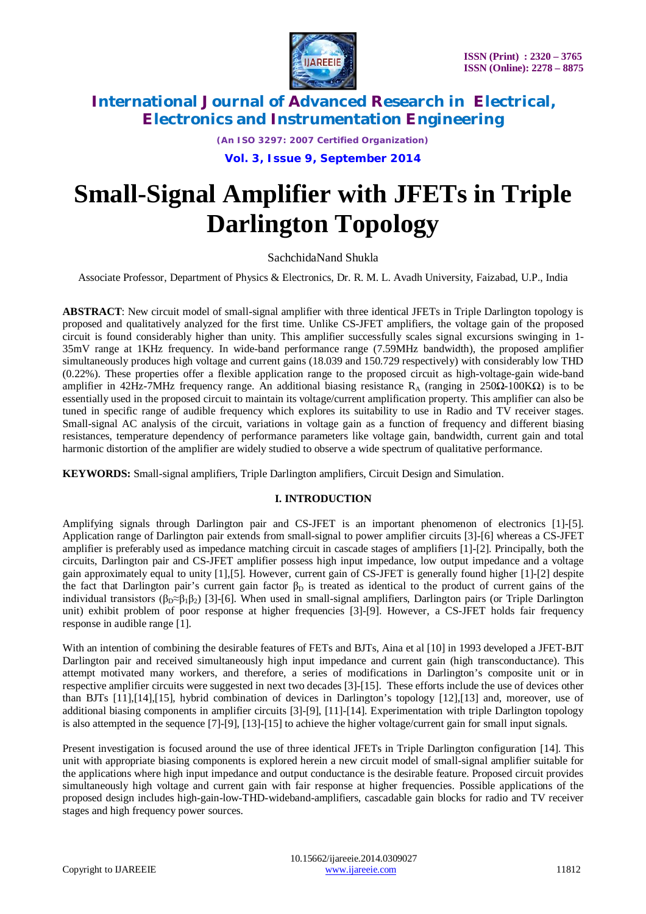# Small-Signal Amplifier with JFETs in Triple Darlington Topology

SachchidaNand Shukla

Associate Professor, Department of Physics & Electronics, Dr. R. M. L. Avadh University, Faizabad, U.P., India

**ABSTRACT**: New circuit model of small-signal amplifier with three identical JFETs in Triple Darlington topology is proposed and qualitatively analyzed for the first time. Unlike CS-JFET amplifiers, the voltage gain of the proposed circuit is found considerably higher than unity. This amplifier successfully scales signal excursions swinging in 1-35mV range at 1KHz frequency. In wide-band performance range (7.59MHz bandwidth), the proposed amplifier simultaneously produces high voltage and current gains (18.039 and 150.729 respectively) with considerably low THD (0.22%). These properties offer a flexible application range to the proposed circuit as high-voltage-gain wide-band amplifier in 42Hz-7MHz frequency range. An additional biasing resistance $R_A$ (ranging in 250Ω-100KΩ) is to be essentially used in the proposed circuit to maintain its voltage/current amplification property. This amplifier can also be tuned in specific range of audible frequency which explores its suitability to use in Radio and TV receiver stages. Small-signal AC analysis of the circuit, variations in voltage gain as a function of frequency and different biasing resistances, temperature dependency of performance parameters like voltage gain, bandwidth, current gain and total harmonic distortion of the amplifier are widely studied to observe a wide spectrum of qualitative performance.

**KEYWORDS:** Small-signal amplifiers, Triple Darlington amplifiers, Circuit Design and Simulation.

## I. INTRODUCTION

Amplifying signals through Darlington pair and CS-JFET is an important phenomenon of electronics [1]-[5]. Application range of Darlington pair extends from small-signal to power amplifier circuits [3]-[6] whereas a CS-JFET amplifier is preferably used as impedance matching circuit in cascade stages of amplifiers [1]-[2]. Principally, both the circuits, Darlington pair and CS-JFET amplifier possess high input impedance, low output impedance and a voltage gain approximately equal to unity [1],[5]. However, current gain of CS-JFET is generally found higher [1]-[2] despite the fact that Darlington pair's current gain factor $\beta_D$ is treated as identical to the product of current gains of the individual transistors ($\beta_D \approx \beta_1\beta_2$) [3]-[6]. When used in small-signal amplifiers, Darlington pairs (or Triple Darlington unit) exhibit problem of poor response at higher frequencies [3]-[9]. However, a CS-JFET holds fair frequency response in audible range [1].

With an intention of combining the desirable features of FETs and BJTs, Aina et al [10] in 1993 developed a JFET-BJT Darlington pair and received simultaneously high input impedance and current gain (high transconductance). This attempt motivated many workers, and therefore, a series of modifications in Darlington's composite unit or in respective amplifier circuits were suggested in next two decades [3]-[15]. These efforts include the use of devices other than BJTs [11],[14],[15], hybrid combination of devices in Darlington's topology [12],[13] and, moreover, use of additional biasing components in amplifier circuits [3]-[9], [11]-[14]. Experimentation with triple Darlington topology is also attempted in the sequence [7]-[9], [13]-[15] to achieve the higher voltage/current gain for small input signals.

Present investigation is focused around the use of three identical JFETs in Triple Darlington configuration [14]. This unit with appropriate biasing components is explored herein a new circuit model of small-signal amplifier suitable for the applications where high input impedance and output conductance is the desirable feature. Proposed circuit provides simultaneously high voltage and current gain with fair response at higher frequencies. Possible applications of the proposed design includes high-gain-low-THD-wideband-amplifiers, cascadable gain blocks for radio and TV receiver stages and high frequency power sources.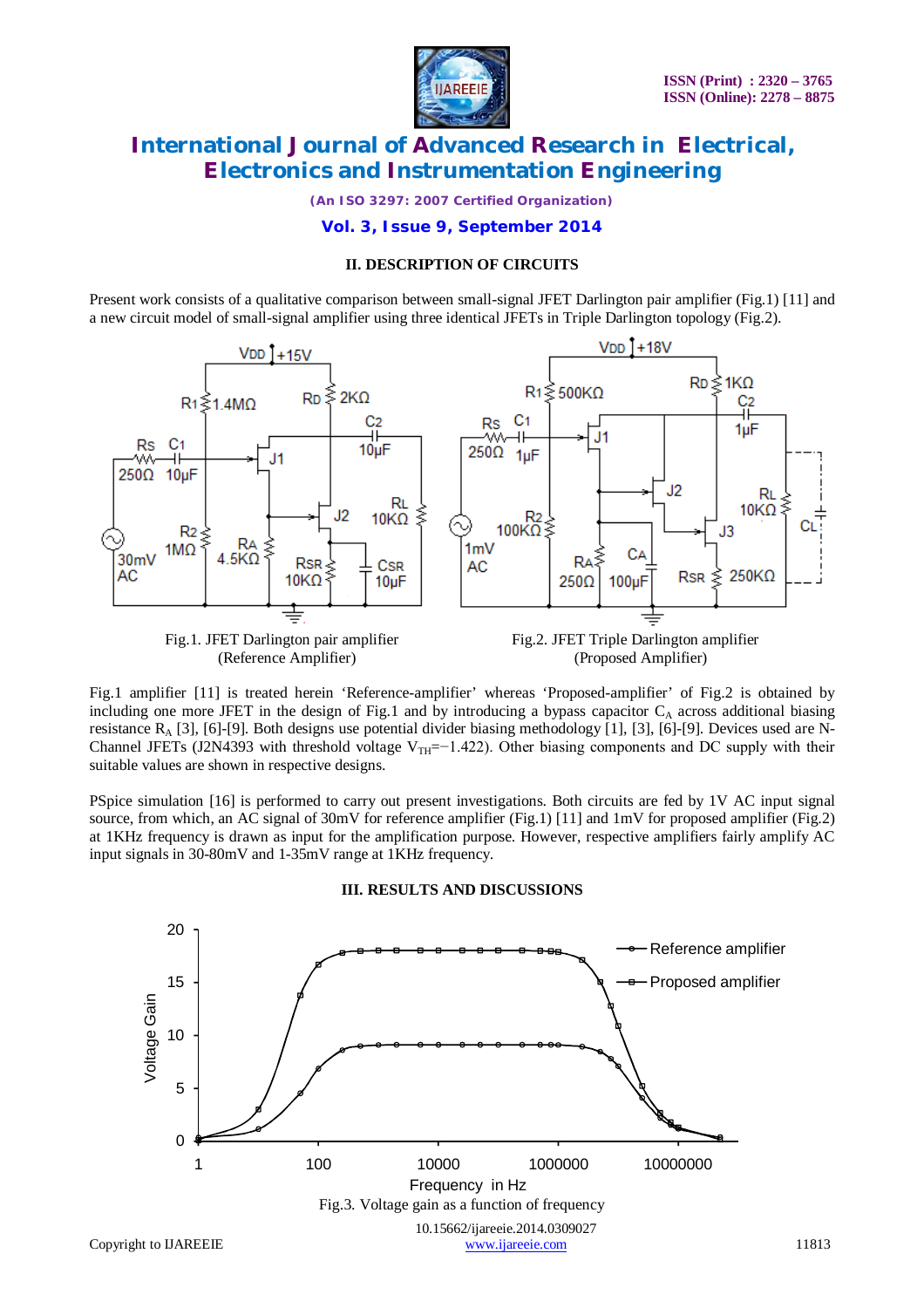## II. DESCRIPTION OF CIRCUITS

Present work consists of a qualitative comparison between small-signal JFET Darlington pair amplifier (Fig.1) [11] and a new circuit model of small-signal amplifier using three identical JFETs in Triple Darlington topology (Fig.2).

Fig.1. JFET Darlington pair amplifier (Reference Amplifier)

Fig.2. JFET Triple Darlington amplifier (Proposed Amplifier)

Fig.1 amplifier [11] is treated herein 'Reference-amplifier' whereas 'Proposed-amplifier' of Fig.2 is obtained by including one more JFET in the design of Fig.1 and by introducing a bypass capacitor $C_A$ across additional biasing resistance $R_A$ [3], [6]-[9]. Both designs use potential divider biasing methodology [1], [3], [6]-[9]. Devices used are N-Channel JFETs (J2N4393 with threshold voltage $V_{TH}$=−1.422). Other biasing components and DC supply with their suitable values are shown in respective designs.

PSpice simulation [16] is performed to carry out present investigations. Both circuits are fed by 1V AC input signal source, from which, an AC signal of 30mV for reference amplifier (Fig.1) [11] and 1mV for proposed amplifier (Fig.2) at 1KHz frequency is drawn as input for the amplification purpose. However, respective amplifiers fairly amplify AC input signals in 30-80mV and 1-35mV range at 1KHz frequency.

## III. RESULTS AND DISCUSSIONS

Fig.3. Voltage gain as a function of frequency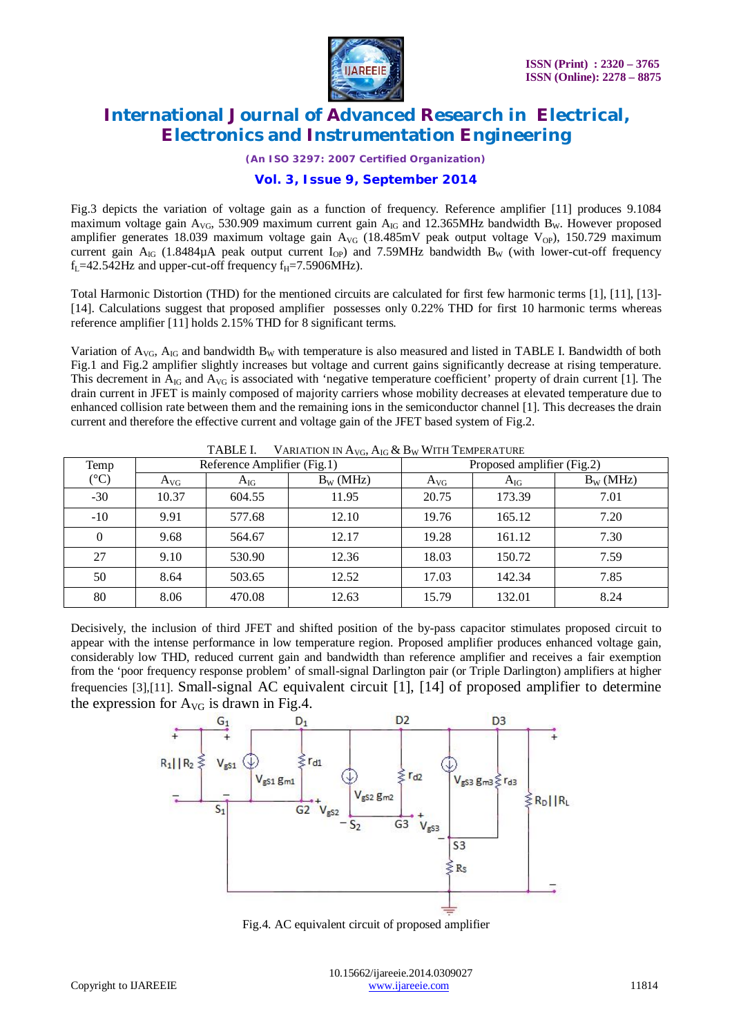Fig.3 depicts the variation of voltage gain as a function of frequency. Reference amplifier [11] produces 9.1084 maximum voltage gain $A_{VG}$, 530.909 maximum current gain $A_{IG}$ and 12.365MHz bandwidth $B_W$. However proposed amplifier generates 18.039 maximum voltage gain $A_{VG}$ (18.485mV peak output voltage $V_{OP}$), 150.729 maximum current gain $A_{IG}$ (1.8484μA peak output current $I_{OP}$) and 7.59MHz bandwidth $B_W$ (with lower-cut-off frequency $f_L$=42.542Hz and upper-cut-off frequency $f_H$=7.5906MHz).

Total Harmonic Distortion (THD) for the mentioned circuits are calculated for first few harmonic terms [1], [11], [13]-[14]. Calculations suggest that proposed amplifier possesses only 0.22% THD for first 10 harmonic terms whereas reference amplifier [11] holds 2.15% THD for 8 significant terms.

Variation of $A_{VG}$, $A_{IG}$ and bandwidth $B_W$ with temperature is also measured and listed in TABLE I. Bandwidth of both Fig.1 and Fig.2 amplifier slightly increases but voltage and current gains significantly decrease at rising temperature. This decrement in $A_{IG}$ and $A_{VG}$ is associated with 'negative temperature coefficient' property of drain current [1]. The drain current in JFET is mainly composed of majority carriers whose mobility decreases at elevated temperature due to enhanced collision rate between them and the remaining ions in the semiconductor channel [1]. This decreases the drain current and therefore the effective current and voltage gain of the JFET based system of Fig.2.

TABLE I. VARIATION IN $A_{VG}$, $A_{IG}$ & $B_W$ WITH TEMPERATURE

| Temp (°C) | Reference Amplifier (Fig.1) | | | Proposed amplifier (Fig.2) | | |
|---|---|---|---|---|---|---|
| | $A_{VG}$ | $A_{IG}$ | $B_W$ (MHz) | $A_{VG}$ | $A_{IG}$ | $B_W$ (MHz) |
| -30 | 10.37 | 604.55 | 11.95 | 20.75 | 173.39 | 7.01 |
| -10 | 9.91 | 577.68 | 12.10 | 19.76 | 165.12 | 7.20 |
| 0 | 9.68 | 564.67 | 12.17 | 19.28 | 161.12 | 7.30 |
| 27 | 9.10 | 530.90 | 12.36 | 18.03 | 150.72 | 7.59 |
| 50 | 8.64 | 503.65 | 12.52 | 17.03 | 142.34 | 7.85 |
| 80 | 8.06 | 470.08 | 12.63 | 15.79 | 132.01 | 8.24 |

Decisively, the inclusion of third JFET and shifted position of the by-pass capacitor stimulates proposed circuit to appear with the intense performance in low temperature region. Proposed amplifier produces enhanced voltage gain, considerably low THD, reduced current gain and bandwidth than reference amplifier and receives a fair exemption from the 'poor frequency response problem' of small-signal Darlington pair (or Triple Darlington) amplifiers at higher frequencies [3],[11]. Small-signal AC equivalent circuit [1], [14] of proposed amplifier to determine the expression for $A_{VG}$ is drawn in Fig.4.

Fig.4. AC equivalent circuit of proposed amplifier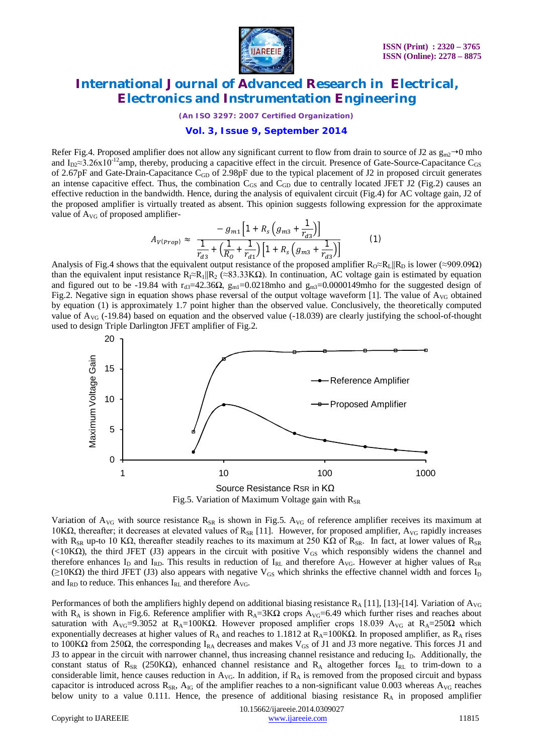Refer Fig.4. Proposed amplifier does not allow any significant current to flow from drain to source of J2 as $g_{m2} \rightarrow 0$ mho and $I_{D2} \approx 3.26 \times 10^{-12}$ amp, thereby, producing a capacitive effect in the circuit. Presence of Gate-Source-Capacitance $C_{GS}$ of 2.67pF and Gate-Drain-Capacitance $C_{GD}$ of 2.98pF due to the typical placement of J2 in proposed circuit generates an intense capacitive effect. Thus, the combination $C_{GS}$ and $C_{GD}$ due to centrally located JFET J2 (Fig.2) causes an effective reduction in the bandwidth. Hence, during the analysis of equivalent circuit (Fig.4) for AC voltage gain, J2 of the proposed amplifier is virtually treated as absent. This opinion suggests following expression for the approximate value of $A_{VG}$ of proposed amplifier-

$$A_{V(Prop)} \approx \frac{-g_{m1}\left[1 + R_s\left(g_{m3} + \frac{1}{r_{d3}}\right)\right]}{\frac{1}{r_{d3}} + \left(\frac{1}{R_O} + \frac{1}{r_{d1}}\right)\left[1 + R_s\left(g_{m3} + \frac{1}{r_{d3}}\right)\right]} \qquad (1)$$

Analysis of Fig.4 shows that the equivalent output resistance of the proposed amplifier $R_O \approx R_L \| R_D$ is lower ($\approx$909.09Ω) than the equivalent input resistance $R_I \approx R_1 \| R_2$ ($\approx$83.33KΩ). In continuation, AC voltage gain is estimated by equation and figured out to be -19.84 with $r_{d3}$=42.36Ω, $g_{m1}$=0.0218mho and $g_{m3}$=0.0000149mho for the suggested design of Fig.2. Negative sign in equation shows phase reversal of the output voltage waveform [1]. The value of $A_{VG}$ obtained by equation (1) is approximately 1.7 point higher than the observed value. Conclusively, the theoretically computed value of $A_{VG}$ (-19.84) based on equation and the observed value (-18.039) are clearly justifying the school-of-thought used to design Triple Darlington JFET amplifier of Fig.2.

Fig.5. Variation of Maximum Voltage gain with $R_{SR}$

Variation of $A_{VG}$ with source resistance $R_{SR}$ is shown in Fig.5. $A_{VG}$ of reference amplifier receives its maximum at 10KΩ, thereafter; it decreases at elevated values of $R_{SR}$ [11]. However, for proposed amplifier, $A_{VG}$ rapidly increases with $R_{SR}$ up-to 10 KΩ, thereafter steadily reaches to its maximum at 250 KΩ of $R_{SR}$. In fact, at lower values of $R_{SR}$ (<10KΩ), the third JFET (J3) appears in the circuit with positive $V_{GS}$ which responsibly widens the channel and therefore enhances $I_D$ and $I_{RD}$. This results in reduction of $I_{RL}$ and therefore $A_{VG}$. However at higher values of $R_{SR}$ (≥10KΩ) the third JFET (J3) also appears with negative $V_{GS}$ which shrinks the effective channel width and forces $I_D$ and $I_{RD}$ to reduce. This enhances $I_{RL}$ and therefore $A_{VG}$.

Performances of both the amplifiers highly depend on additional biasing resistance $R_A$ [11], [13]-[14]. Variation of $A_{VG}$ with $R_A$ is shown in Fig.6. Reference amplifier with $R_A$=3KΩ crops $A_{VG}$=6.49 which further rises and reaches about saturation with $A_{VG}$=9.3052 at $R_A$=100KΩ. However proposed amplifier crops 18.039 $A_{VG}$ at $R_A$=250Ω which exponentially decreases at higher values of $R_A$ and reaches to 1.1812 at $R_A$=100KΩ. In proposed amplifier, as $R_A$ rises to 100KΩ from 250Ω, the corresponding $I_{RA}$ decreases and makes $V_{GS}$ of J1 and J3 more negative. This forces J1 and J3 to appear in the circuit with narrower channel, thus increasing channel resistance and reducing $I_D$. Additionally, the constant status of $R_{SR}$ (250KΩ), enhanced channel resistance and $R_A$ altogether forces $I_{RL}$ to trim-down to a considerable limit, hence causes reduction in $A_{VG}$. In addition, if $R_A$ is removed from the proposed circuit and bypass capacitor is introduced across $R_{SR}$, $A_{IG}$ of the amplifier reaches to a non-significant value 0.003 whereas $A_{VG}$ reaches below unity to a value 0.111. Hence, the presence of additional biasing resistance $R_A$ in proposed amplifier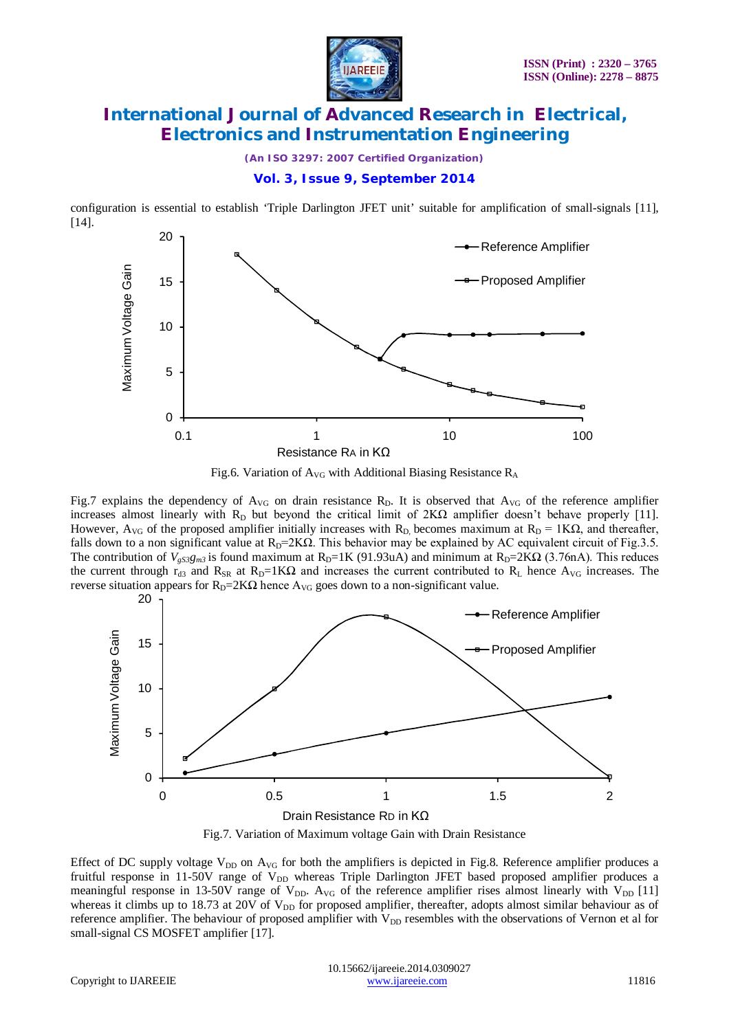configuration is essential to establish 'Triple Darlington JFET unit' suitable for amplification of small-signals [11], [14].

Fig.6. Variation of $A_{VG}$ with Additional Biasing Resistance $R_A$

Fig.7 explains the dependency of $A_{VG}$ on drain resistance $R_D$. It is observed that $A_{VG}$ of the reference amplifier increases almost linearly with $R_D$ but beyond the critical limit of 2KΩ amplifier doesn't behave properly [11]. However, $A_{VG}$ of the proposed amplifier initially increases with $R_D$, becomes maximum at $R_D$ = 1KΩ, and thereafter, falls down to a non significant value at $R_D$=2KΩ. This behavior may be explained by AC equivalent circuit of Fig.3.5. The contribution of $V_{gS3}g_{m3}$ is found maximum at $R_D$=1K (91.93uA) and minimum at $R_D$=2KΩ (3.76nA). This reduces the current through $r_{d3}$ and $R_{SR}$ at $R_D$=1KΩ and increases the current contributed to $R_L$ hence $A_{VG}$ increases. The reverse situation appears for $R_D$=2KΩ hence $A_{VG}$ goes down to a non-significant value.

Fig.7. Variation of Maximum voltage Gain with Drain Resistance

Effect of DC supply voltage $V_{DD}$ on $A_{VG}$ for both the amplifiers is depicted in Fig.8. Reference amplifier produces a fruitful response in 11-50V range of $V_{DD}$ whereas Triple Darlington JFET based proposed amplifier produces a meaningful response in 13-50V range of $V_{DD}$. $A_{VG}$ of the reference amplifier rises almost linearly with $V_{DD}$ [11] whereas it climbs up to 18.73 at 20V of $V_{DD}$ for proposed amplifier, thereafter, adopts almost similar behaviour as of reference amplifier. The behaviour of proposed amplifier with $V_{DD}$ resembles with the observations of Vernon et al for small-signal CS MOSFET amplifier [17].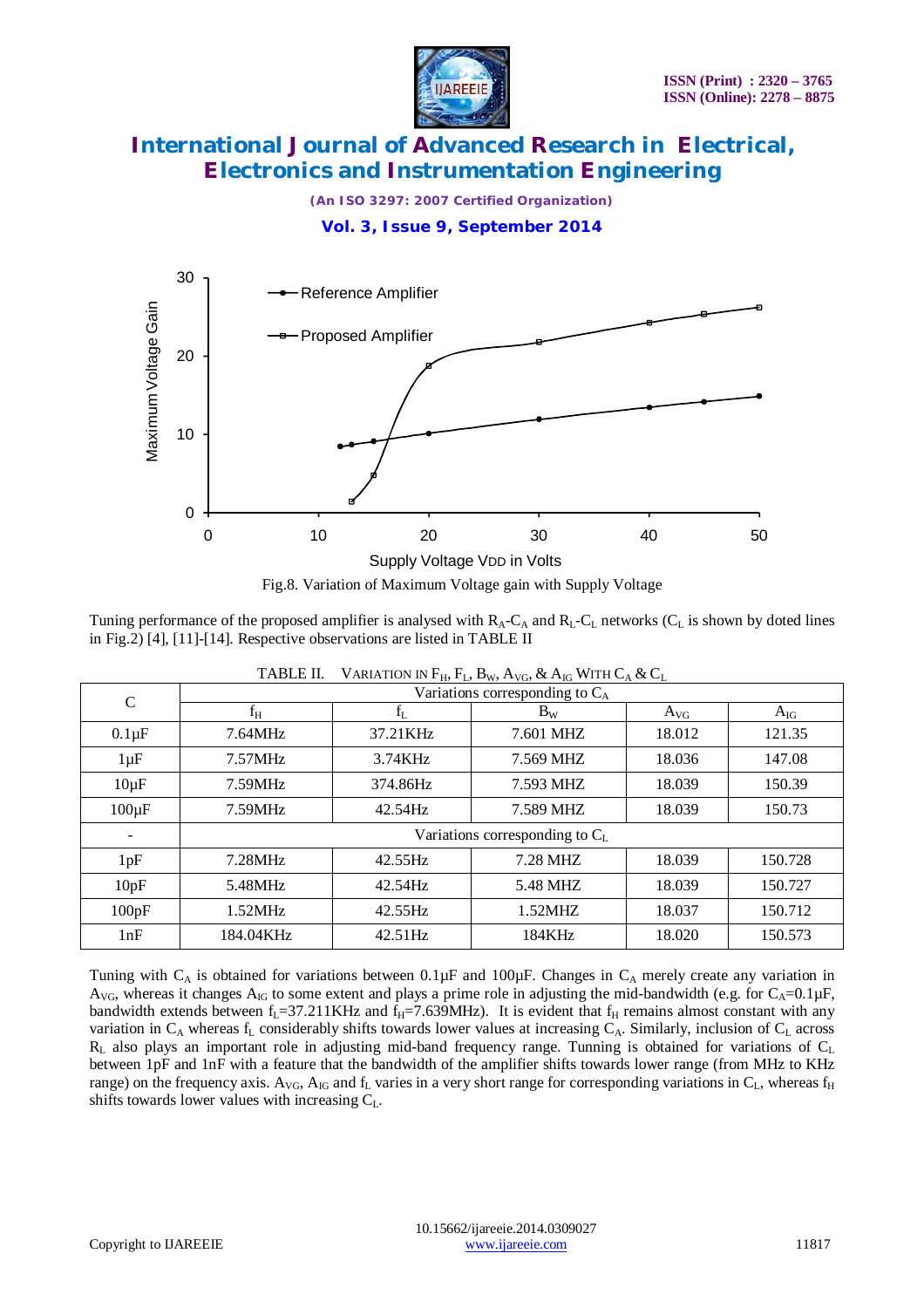Fig.8. Variation of Maximum Voltage gain with Supply Voltage

Tuning performance of the proposed amplifier is analysed with $R_A$-$C_A$ and $R_L$-$C_L$ networks ($C_L$ is shown by doted lines in Fig.2) [4], [11]-[14]. Respective observations are listed in TABLE II

TABLE II. VARIATION IN $F_H$, $F_L$, $B_W$, $A_{VG}$, & $A_{IG}$ WITH $C_A$ & $C_L$

| C | Variations corresponding to $C_A$ | | | | |
|---|---|---|---|---|---|
| | $f_H$ | $f_L$ | $B_W$ | $A_{VG}$ | $A_{IG}$ |
| 0.1µF | 7.64MHz | 37.21KHz | 7.601 MHZ | 18.012 | 121.35 |
| 1µF | 7.57MHz | 3.74KHz | 7.569 MHZ | 18.036 | 147.08 |
| 10µF | 7.59MHz | 374.86Hz | 7.593 MHZ | 18.039 | 150.39 |
| 100µF | 7.59MHz | 42.54Hz | 7.589 MHZ | 18.039 | 150.73 |
| - | Variations corresponding to $C_L$ | | | | |
| 1pF | 7.28MHz | 42.55Hz | 7.28 MHZ | 18.039 | 150.728 |
| 10pF | 5.48MHz | 42.54Hz | 5.48 MHZ | 18.039 | 150.727 |
| 100pF | 1.52MHz | 42.55Hz | 1.52MHZ | 18.037 | 150.712 |
| 1nF | 184.04KHz | 42.51Hz | 184KHz | 18.020 | 150.573 |

Tuning with $C_A$ is obtained for variations between 0.1µF and 100µF. Changes in $C_A$ merely create any variation in $A_{VG}$, whereas it changes $A_{IG}$ to some extent and plays a prime role in adjusting the mid-bandwidth (e.g. for $C_A$=0.1µF, bandwidth extends between $f_L$=37.211KHz and $f_H$=7.639MHz). It is evident that $f_H$ remains almost constant with any variation in $C_A$ whereas $f_L$ considerably shifts towards lower values at increasing $C_A$. Similarly, inclusion of $C_L$ across $R_L$ also plays an important role in adjusting mid-band frequency range. Tunning is obtained for variations of $C_L$ between 1pF and 1nF with a feature that the bandwidth of the amplifier shifts towards lower range (from MHz to KHz range) on the frequency axis. $A_{VG}$, $A_{IG}$ and $f_L$ varies in a very short range for corresponding variations in $C_L$, whereas $f_H$ shifts towards lower values with increasing $C_L$.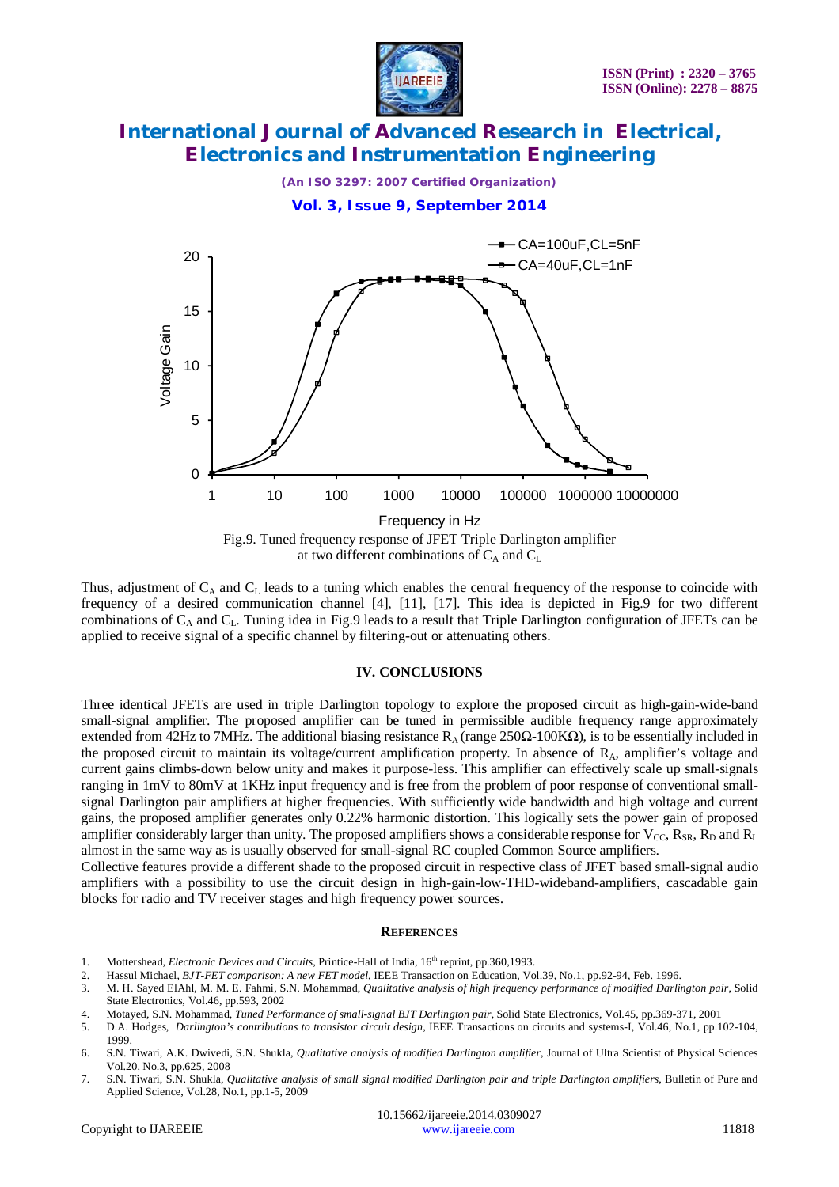Fig.9. Tuned frequency response of JFET Triple Darlington amplifier at two different combinations of $C_A$ and $C_L$

Thus, adjustment of $C_A$ and $C_L$ leads to a tuning which enables the central frequency of the response to coincide with frequency of a desired communication channel [4], [11], [17]. This idea is depicted in Fig.9 for two different combinations of $C_A$ and $C_L$. Tuning idea in Fig.9 leads to a result that Triple Darlington configuration of JFETs can be applied to receive signal of a specific channel by filtering-out or attenuating others.

## IV. CONCLUSIONS

Three identical JFETs are used in triple Darlington topology to explore the proposed circuit as high-gain-wide-band small-signal amplifier. The proposed amplifier can be tuned in permissible audible frequency range approximately extended from 42Hz to 7MHz. The additional biasing resistance $R_A$ (range 250**Ω-1**00K**Ω**), is to be essentially included in the proposed circuit to maintain its voltage/current amplification property. In absence of $R_A$, amplifier's voltage and current gains climbs-down below unity and makes it purpose-less. This amplifier can effectively scale up small-signals ranging in 1mV to 80mV at 1KHz input frequency and is free from the problem of poor response of conventional small-signal Darlington pair amplifiers at higher frequencies. With sufficiently wide bandwidth and high voltage and current gains, the proposed amplifier generates only 0.22% harmonic distortion. This logically sets the power gain of proposed amplifier considerably larger than unity. The proposed amplifiers shows a considerable response for $V_{CC}$, $R_{SR}$, $R_D$ and $R_L$ almost in the same way as is usually observed for small-signal RC coupled Common Source amplifiers.

Collective features provide a different shade to the proposed circuit in respective class of JFET based small-signal audio amplifiers with a possibility to use the circuit design in high-gain-low-THD-wideband-amplifiers, cascadable gain blocks for radio and TV receiver stages and high frequency power sources.

## REFERENCES

1. Mottershead, *Electronic Devices and Circuits*, Printice-Hall of India, 16th reprint, pp.360,1993.
2. Hassul Michael, *BJT-FET comparison: A new FET model*, IEEE Transaction on Education, Vol.39, No.1, pp.92-94, Feb. 1996.
3. M. H. Sayed ElAhl, M. M. E. Fahmi, S.N. Mohammad, *Qualitative analysis of high frequency performance of modified Darlington pair*, Solid State Electronics, Vol.46, pp.593, 2002
4. Motayed, S.N. Mohammad, *Tuned Performance of small-signal BJT Darlington pair*, Solid State Electronics, Vol.45, pp.369-371, 2001
5. D.A. Hodges, *Darlington's contributions to transistor circuit design*, IEEE Transactions on circuits and systems-I, Vol.46, No.1, pp.102-104, 1999.
6. S.N. Tiwari, A.K. Dwivedi, S.N. Shukla, *Qualitative analysis of modified Darlington amplifier*, Journal of Ultra Scientist of Physical Sciences Vol.20, No.3, pp.625, 2008
7. S.N. Tiwari, S.N. Shukla, *Qualitative analysis of small signal modified Darlington pair and triple Darlington amplifiers*, Bulletin of Pure and Applied Science, Vol.28, No.1, pp.1-5, 2009

10.15662/ijareeie.2014.0309027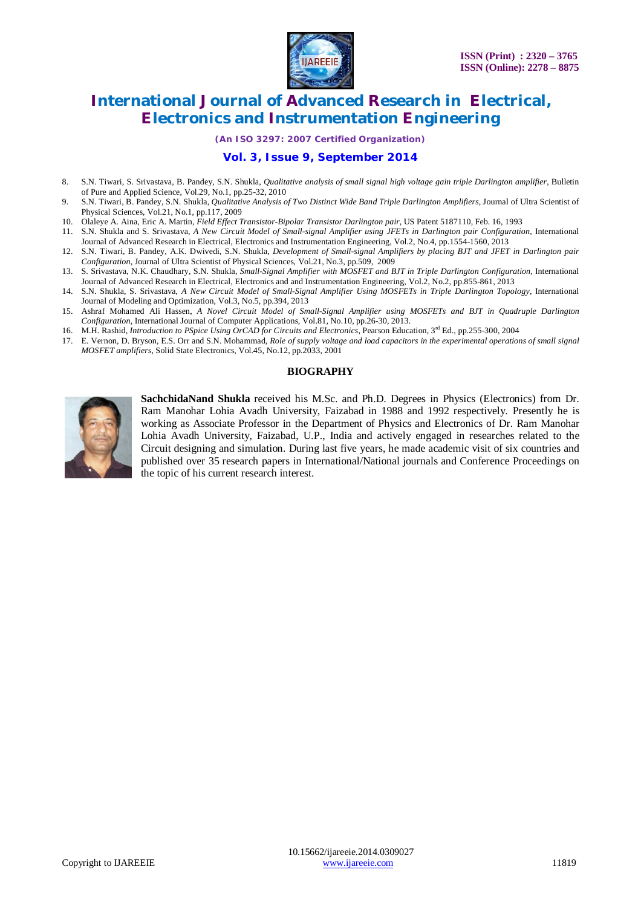8. S.N. Tiwari, S. Srivastava, B. Pandey, S.N. Shukla, *Qualitative analysis of small signal high voltage gain triple Darlington amplifier*, Bulletin of Pure and Applied Science, Vol.29, No.1, pp.25-32, 2010
9. S.N. Tiwari, B. Pandey, S.N. Shukla, *Qualitative Analysis of Two Distinct Wide Band Triple Darlington Amplifiers*, Journal of Ultra Scientist of Physical Sciences, Vol.21, No.1, pp.117, 2009
10. Olaleye A. Aina, Eric A. Martin, *Field Effect Transistor-Bipolar Transistor Darlington pair*, US Patent 5187110, Feb. 16, 1993
11. S.N. Shukla and S. Srivastava, *A New Circuit Model of Small-signal Amplifier using JFETs in Darlington pair Configuration*, International Journal of Advanced Research in Electrical, Electronics and Instrumentation Engineering, Vol.2, No.4, pp.1554-1560, 2013
12. S.N. Tiwari, B. Pandey, A.K. Dwivedi, S.N. Shukla, *Development of Small-signal Amplifiers by placing BJT and JFET in Darlington pair Configuration*, Journal of Ultra Scientist of Physical Sciences, Vol.21, No.3, pp.509, 2009
13. S. Srivastava, N.K. Chaudhary, S.N. Shukla, *Small-Signal Amplifier with MOSFET and BJT in Triple Darlington Configuration*, International Journal of Advanced Research in Electrical, Electronics and and Instrumentation Engineering, Vol.2, No.2, pp.855-861, 2013
14. S.N. Shukla, S. Srivastava, *A New Circuit Model of Small-Signal Amplifier Using MOSFETs in Triple Darlington Topology*, International Journal of Modeling and Optimization, Vol.3, No.5, pp.394, 2013
15. Ashraf Mohamed Ali Hassen, *A Novel Circuit Model of Small-Signal Amplifier using MOSFETs and BJT in Quadruple Darlington Configuration*, International Journal of Computer Applications, Vol.81, No.10, pp.26-30, 2013.
16. M.H. Rashid, *Introduction to PSpice Using OrCAD for Circuits and Electronics*, Pearson Education, 3rd Ed., pp.255-300, 2004
17. E. Vernon, D. Bryson, E.S. Orr and S.N. Mohammad, *Role of supply voltage and load capacitors in the experimental operations of small signal MOSFET amplifiers*, Solid State Electronics, Vol.45, No.12, pp.2033, 2001

## BIOGRAPHY

**SachchidaNand Shukla** received his M.Sc. and Ph.D. Degrees in Physics (Electronics) from Dr. Ram Manohar Lohia Avadh University, Faizabad in 1988 and 1992 respectively. Presently he is working as Associate Professor in the Department of Physics and Electronics of Dr. Ram Manohar Lohia Avadh University, Faizabad, U.P., India and actively engaged in researches related to the Circuit designing and simulation. During last five years, he made academic visit of six countries and published over 35 research papers in International/National journals and Conference Proceedings on the topic of his current research interest.